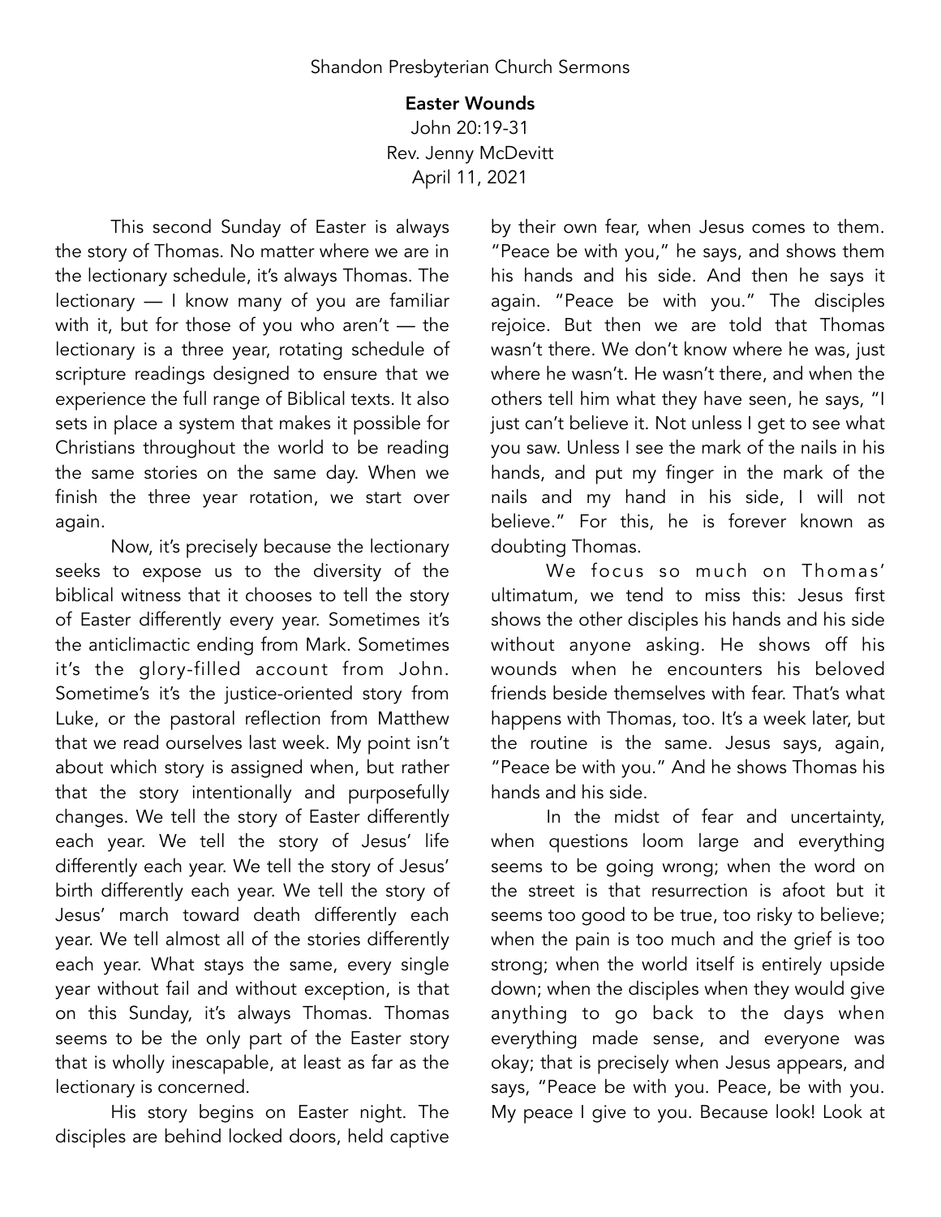Shandon Presbyterian Church Sermons

# Easter Wounds

John 20:19-31
Rev. Jenny McDevitt
April 11, 2021

This second Sunday of Easter is always the story of Thomas. No matter where we are in the lectionary schedule, it's always Thomas. The lectionary — I know many of you are familiar with it, but for those of you who aren't — the lectionary is a three year, rotating schedule of scripture readings designed to ensure that we experience the full range of Biblical texts. It also sets in place a system that makes it possible for Christians throughout the world to be reading the same stories on the same day. When we finish the three year rotation, we start over again.

Now, it's precisely because the lectionary seeks to expose us to the diversity of the biblical witness that it chooses to tell the story of Easter differently every year. Sometimes it's the anticlimactic ending from Mark. Sometimes it's the glory-filled account from John. Sometime's it's the justice-oriented story from Luke, or the pastoral reflection from Matthew that we read ourselves last week. My point isn't about which story is assigned when, but rather that the story intentionally and purposefully changes. We tell the story of Easter differently each year. We tell the story of Jesus' life differently each year. We tell the story of Jesus' birth differently each year. We tell the story of Jesus' march toward death differently each year. We tell almost all of the stories differently each year. What stays the same, every single year without fail and without exception, is that on this Sunday, it's always Thomas. Thomas seems to be the only part of the Easter story that is wholly inescapable, at least as far as the lectionary is concerned.

His story begins on Easter night. The disciples are behind locked doors, held captive by their own fear, when Jesus comes to them. "Peace be with you," he says, and shows them his hands and his side. And then he says it again. "Peace be with you." The disciples rejoice. But then we are told that Thomas wasn't there. We don't know where he was, just where he wasn't. He wasn't there, and when the others tell him what they have seen, he says, "I just can't believe it. Not unless I get to see what you saw. Unless I see the mark of the nails in his hands, and put my finger in the mark of the nails and my hand in his side, I will not believe." For this, he is forever known as doubting Thomas.

We focus so much on Thomas' ultimatum, we tend to miss this: Jesus first shows the other disciples his hands and his side without anyone asking. He shows off his wounds when he encounters his beloved friends beside themselves with fear. That's what happens with Thomas, too. It's a week later, but the routine is the same. Jesus says, again, "Peace be with you." And he shows Thomas his hands and his side.

In the midst of fear and uncertainty, when questions loom large and everything seems to be going wrong; when the word on the street is that resurrection is afoot but it seems too good to be true, too risky to believe; when the pain is too much and the grief is too strong; when the world itself is entirely upside down; when the disciples when they would give anything to go back to the days when everything made sense, and everyone was okay; that is precisely when Jesus appears, and says, "Peace be with you. Peace, be with you. My peace I give to you. Because look! Look at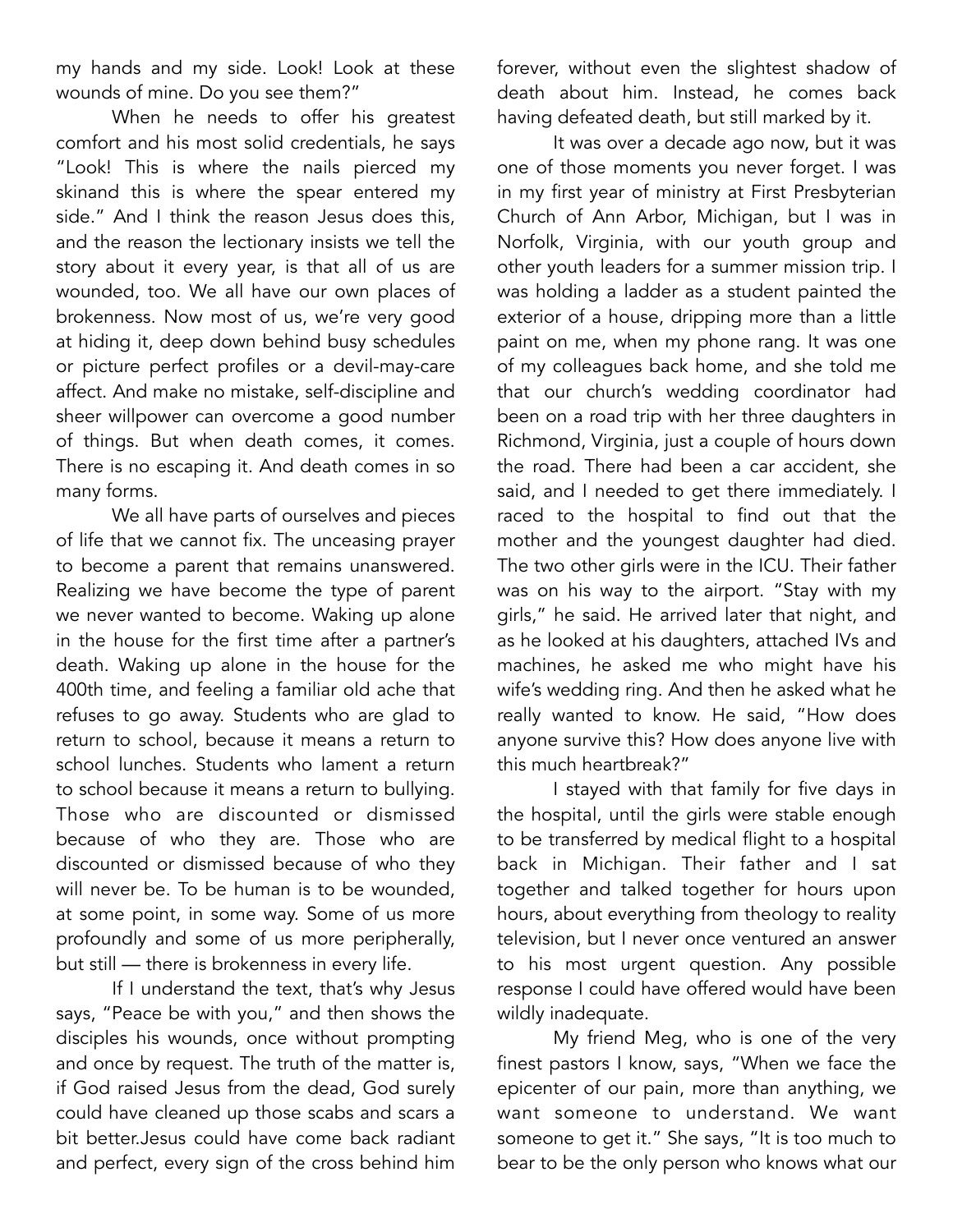my hands and my side. Look! Look at these wounds of mine. Do you see them?"

When he needs to offer his greatest comfort and his most solid credentials, he says "Look! This is where the nails pierced my skinand this is where the spear entered my side." And I think the reason Jesus does this, and the reason the lectionary insists we tell the story about it every year, is that all of us are wounded, too. We all have our own places of brokenness. Now most of us, we're very good at hiding it, deep down behind busy schedules or picture perfect profiles or a devil-may-care affect. And make no mistake, self-discipline and sheer willpower can overcome a good number of things. But when death comes, it comes. There is no escaping it. And death comes in so many forms.

We all have parts of ourselves and pieces of life that we cannot fix. The unceasing prayer to become a parent that remains unanswered. Realizing we have become the type of parent we never wanted to become. Waking up alone in the house for the first time after a partner's death. Waking up alone in the house for the 400th time, and feeling a familiar old ache that refuses to go away. Students who are glad to return to school, because it means a return to school lunches. Students who lament a return to school because it means a return to bullying. Those who are discounted or dismissed because of who they are. Those who are discounted or dismissed because of who they will never be. To be human is to be wounded, at some point, in some way. Some of us more profoundly and some of us more peripherally, but still — there is brokenness in every life.

If I understand the text, that's why Jesus says, "Peace be with you," and then shows the disciples his wounds, once without prompting and once by request. The truth of the matter is, if God raised Jesus from the dead, God surely could have cleaned up those scabs and scars a bit better.Jesus could have come back radiant and perfect, every sign of the cross behind him forever, without even the slightest shadow of death about him. Instead, he comes back having defeated death, but still marked by it.

It was over a decade ago now, but it was one of those moments you never forget. I was in my first year of ministry at First Presbyterian Church of Ann Arbor, Michigan, but I was in Norfolk, Virginia, with our youth group and other youth leaders for a summer mission trip. I was holding a ladder as a student painted the exterior of a house, dripping more than a little paint on me, when my phone rang. It was one of my colleagues back home, and she told me that our church's wedding coordinator had been on a road trip with her three daughters in Richmond, Virginia, just a couple of hours down the road. There had been a car accident, she said, and I needed to get there immediately. I raced to the hospital to find out that the mother and the youngest daughter had died. The two other girls were in the ICU. Their father was on his way to the airport. "Stay with my girls," he said. He arrived later that night, and as he looked at his daughters, attached IVs and machines, he asked me who might have his wife's wedding ring. And then he asked what he really wanted to know. He said, "How does anyone survive this? How does anyone live with this much heartbreak?"

I stayed with that family for five days in the hospital, until the girls were stable enough to be transferred by medical flight to a hospital back in Michigan. Their father and I sat together and talked together for hours upon hours, about everything from theology to reality television, but I never once ventured an answer to his most urgent question. Any possible response I could have offered would have been wildly inadequate.

My friend Meg, who is one of the very finest pastors I know, says, "When we face the epicenter of our pain, more than anything, we want someone to understand. We want someone to get it." She says, "It is too much to bear to be the only person who knows what our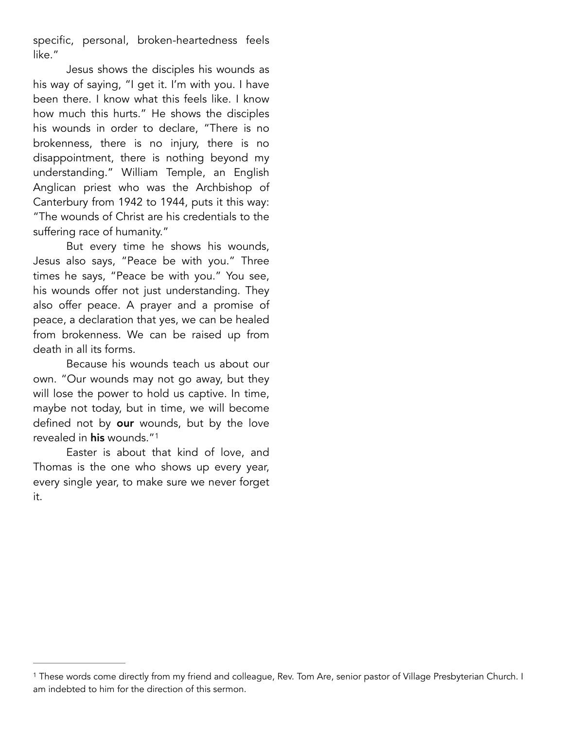specific, personal, broken-heartedness feels like."

Jesus shows the disciples his wounds as his way of saying, "I get it. I'm with you. I have been there. I know what this feels like. I know how much this hurts." He shows the disciples his wounds in order to declare, "There is no brokenness, there is no injury, there is no disappointment, there is nothing beyond my understanding." William Temple, an English Anglican priest who was the Archbishop of Canterbury from 1942 to 1944, puts it this way: "The wounds of Christ are his credentials to the suffering race of humanity."

But every time he shows his wounds, Jesus also says, "Peace be with you." Three times he says, "Peace be with you." You see, his wounds offer not just understanding. They also offer peace. A prayer and a promise of peace, a declaration that yes, we can be healed from brokenness. We can be raised up from death in all its forms.

Because his wounds teach us about our own. "Our wounds may not go away, but they will lose the power to hold us captive. In time, maybe not today, but in time, we will become defined not by **our** wounds, but by the love revealed in **his** wounds."[1]

Easter is about that kind of love, and Thomas is the one who shows up every year, every single year, to make sure we never forget it.

---

[1] These words come directly from my friend and colleague, Rev. Tom Are, senior pastor of Village Presbyterian Church. I am indebted to him for the direction of this sermon.